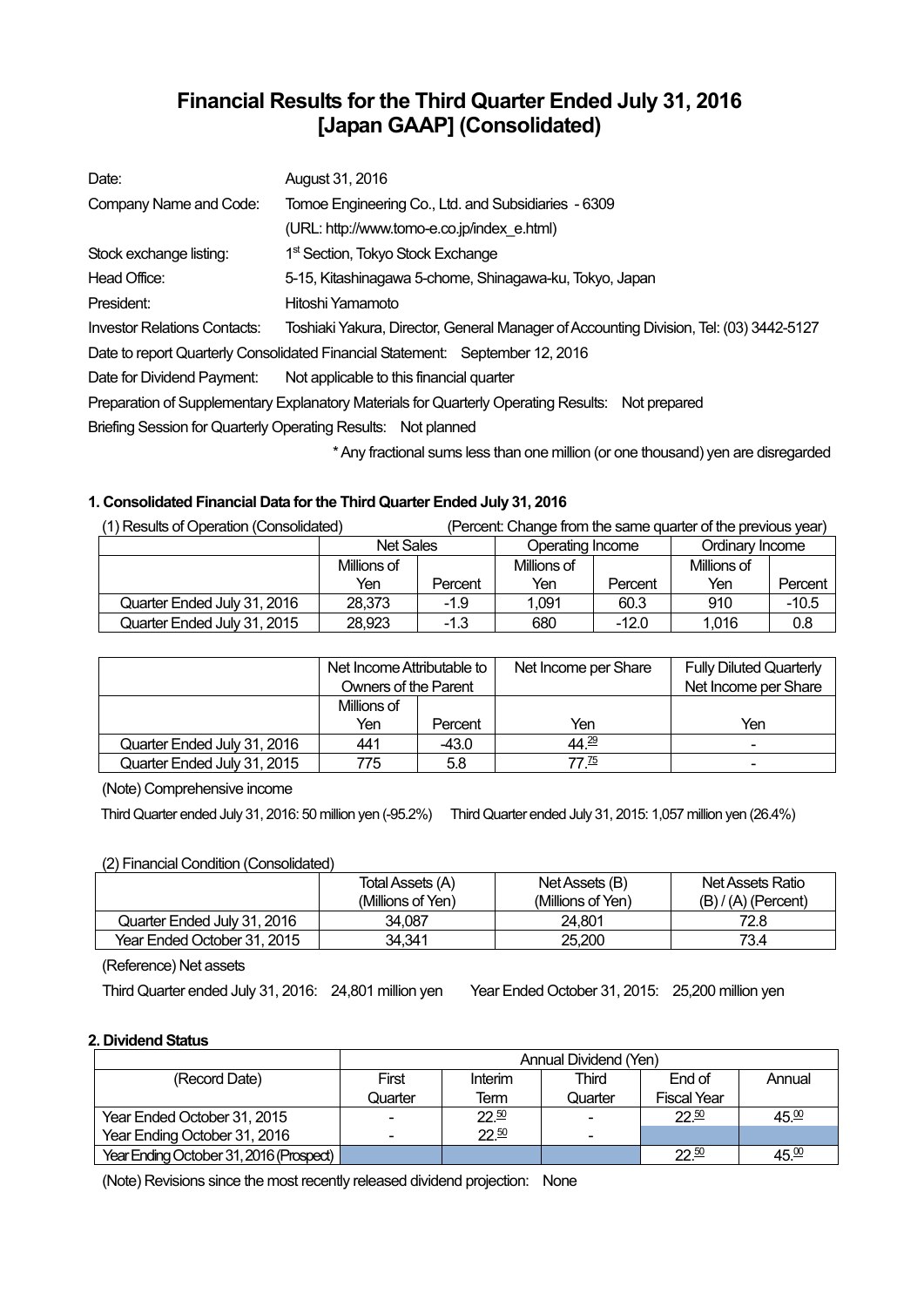# Financial Results for the Third Quarter Ended July 31, 2016
# [Japan GAAP] (Consolidated)

| | |
|---|---|
| Date: | August 31, 2016 |
| Company Name and Code: | Tomoe Engineering Co., Ltd. and Subsidiaries - 6309 |
| | (URL: http://www.tomo-e.co.jp/index_e.html) |
| Stock exchange listing: | 1st Section, Tokyo Stock Exchange |
| Head Office: | 5-15, Kitashinagawa 5-chome, Shinagawa-ku, Tokyo, Japan |
| President: | Hitoshi Yamamoto |
| Investor Relations Contacts: | Toshiaki Yakura, Director, General Manager of Accounting Division, Tel: (03) 3442-5127 |

Date to report Quarterly Consolidated Financial Statement: September 12, 2016

Date for Dividend Payment: Not applicable to this financial quarter

Preparation of Supplementary Explanatory Materials for Quarterly Operating Results: Not prepared

Briefing Session for Quarterly Operating Results: Not planned

\* Any fractional sums less than one million (or one thousand) yen are disregarded

### 1. Consolidated Financial Data for the Third Quarter Ended July 31, 2016

(1) Results of Operation (Consolidated) (Percent: Change from the same quarter of the previous year)

| | Net Sales | | Operating Income | | Ordinary Income | |
|---|---|---|---|---|---|---|
| | Millions of Yen | Percent | Millions of Yen | Percent | Millions of Yen | Percent |
| Quarter Ended July 31, 2016 | 28,373 | -1.9 | 1,091 | 60.3 | 910 | -10.5 |
| Quarter Ended July 31, 2015 | 28,923 | -1.3 | 680 | -12.0 | 1,016 | 0.8 |

| | Net Income Attributable to Owners of the Parent | | Net Income per Share | Fully Diluted Quarterly Net Income per Share |
|---|---|---|---|---|
| | Millions of Yen | Percent | Yen | Yen |
| Quarter Ended July 31, 2016 | 441 | -43.0 | 44.29 | - |
| Quarter Ended July 31, 2015 | 775 | 5.8 | 77.75 | - |

(Note) Comprehensive income

Third Quarter ended July 31, 2016: 50 million yen (-95.2%) Third Quarter ended July 31, 2015: 1,057 million yen (26.4%)

(2) Financial Condition (Consolidated)

| | Total Assets (A) (Millions of Yen) | Net Assets (B) (Millions of Yen) | Net Assets Ratio (B) / (A) (Percent) |
|---|---|---|---|
| Quarter Ended July 31, 2016 | 34,087 | 24,801 | 72.8 |
| Year Ended October 31, 2015 | 34,341 | 25,200 | 73.4 |

(Reference) Net assets

Third Quarter ended July 31, 2016: 24,801 million yen Year Ended October 31, 2015: 25,200 million yen

### 2. Dividend Status

| | Annual Dividend (Yen) | | | | |
|---|---|---|---|---|---|
| (Record Date) | First Quarter | Interim Term | Third Quarter | End of Fiscal Year | Annual |
| Year Ended October 31, 2015 | - | 22.50 | - | 22.50 | 45.00 |
| Year Ending October 31, 2016 | - | 22.50 | - | | |
| Year Ending October 31, 2016 (Prospect) | | | | 22.50 | 45.00 |

(Note) Revisions since the most recently released dividend projection: None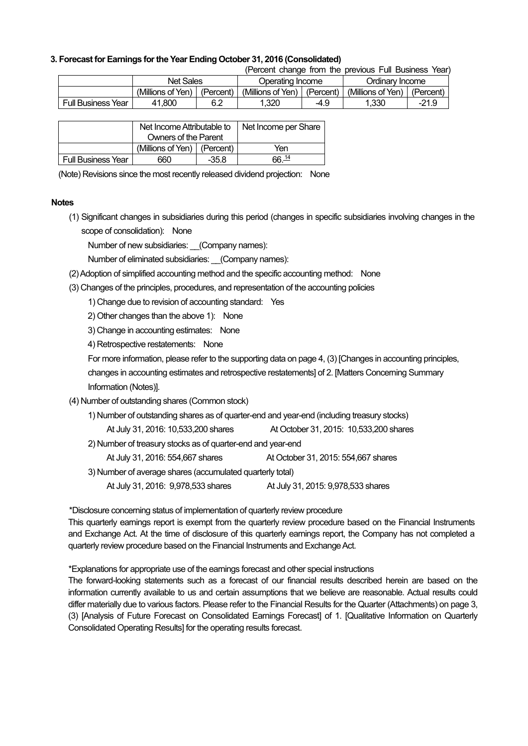### 3. Forecast for Earnings for the Year Ending October 31, 2016 (Consolidated)

(Percent change from the previous Full Business Year)

| | Net Sales | | Operating Income | | Ordinary Income | |
|---|---|---|---|---|---|---|
| | (Millions of Yen) | (Percent) | (Millions of Yen) | (Percent) | (Millions of Yen) | (Percent) |
| Full Business Year | 41,800 | 6.2 | 1,320 | -4.9 | 1,330 | -21.9 |

| | Net Income Attributable to Owners of the Parent | | Net Income per Share |
|---|---|---|---|
| | (Millions of Yen) | (Percent) | Yen |
| Full Business Year | 660 | -35.8 | 66.14 |

(Note) Revisions since the most recently released dividend projection: None

**Notes**

(1) Significant changes in subsidiaries during this period (changes in specific subsidiaries involving changes in the scope of consolidation): None

Number of new subsidiaries: __(Company names):

Number of eliminated subsidiaries: __(Company names):

(2) Adoption of simplified accounting method and the specific accounting method: None

(3) Changes of the principles, procedures, and representation of the accounting policies

1) Change due to revision of accounting standard: Yes

2) Other changes than the above 1): None

3) Change in accounting estimates: None

4) Retrospective restatements: None

For more information, please refer to the supporting data on page 4, (3) [Changes in accounting principles, changes in accounting estimates and retrospective restatements] of 2. [Matters Concerning Summary Information (Notes)].

(4) Number of outstanding shares (Common stock)

1) Number of outstanding shares as of quarter-end and year-end (including treasury stocks)

At July 31, 2016: 10,533,200 shares At October 31, 2015: 10,533,200 shares

2) Number of treasury stocks as of quarter-end and year-end

At July 31, 2016: 554,667 shares At October 31, 2015: 554,667 shares

3) Number of average shares (accumulated quarterly total)

At July 31, 2016: 9,978,533 shares At July 31, 2015: 9,978,533 shares

*Disclosure concerning status of implementation of quarterly review procedure

This quarterly earnings report is exempt from the quarterly review procedure based on the Financial Instruments and Exchange Act. At the time of disclosure of this quarterly earnings report, the Company has not completed a quarterly review procedure based on the Financial Instruments and Exchange Act.

*Explanations for appropriate use of the earnings forecast and other special instructions

The forward-looking statements such as a forecast of our financial results described herein are based on the information currently available to us and certain assumptions that we believe are reasonable. Actual results could differ materially due to various factors. Please refer to the Financial Results for the Quarter (Attachments) on page 3, (3) [Analysis of Future Forecast on Consolidated Earnings Forecast] of 1. [Qualitative Information on Quarterly Consolidated Operating Results] for the operating results forecast.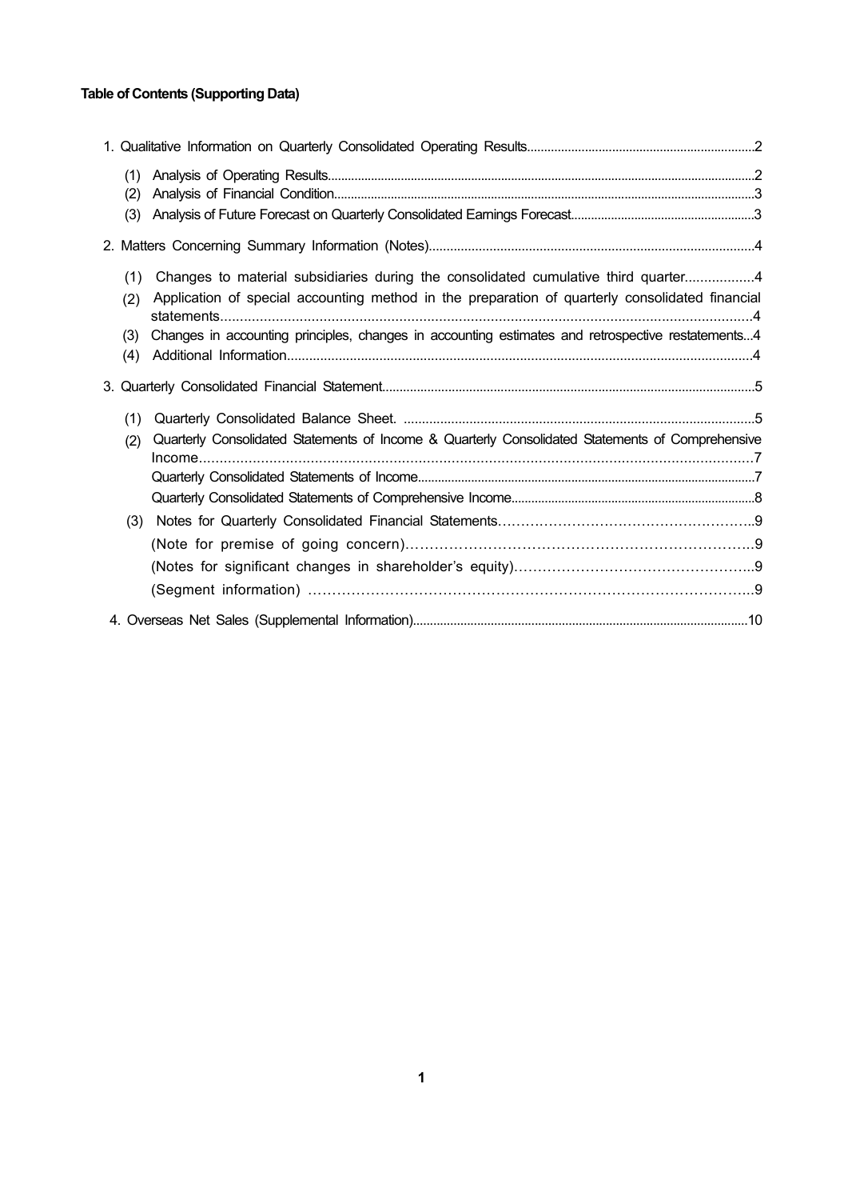**Table of Contents (Supporting Data)**

1. Qualitative Information on Quarterly Consolidated Operating Results....................................................................2
   - (1) Analysis of Operating Results....................................................................................................................2
   - (2) Analysis of Financial Condition..................................................................................................................3
   - (3) Analysis of Future Forecast on Quarterly Consolidated Earnings Forecast.......................................................3
2. Matters Concerning Summary Information (Notes)..............................................................................................4
   - (1) Changes to material subsidiaries during the consolidated cumulative third quarter..................4
   - (2) Application of special accounting method in the preparation of quarterly consolidated financial statements......................................................................................................................................4
   - (3) Changes in accounting principles, changes in accounting estimates and retrospective restatements...4
   - (4) Additional Information..................................................................................................................................4
3. Quarterly Consolidated Financial Statement...........................................................................................................5
   - (1) Quarterly Consolidated Balance Sheet. ................................................................................................5
   - (2) Quarterly Consolidated Statements of Income & Quarterly Consolidated Statements of Comprehensive Income.....................................................................................................................................7
     - Quarterly Consolidated Statements of Income....................................................................................................7
     - Quarterly Consolidated Statements of Comprehensive Income.......................................................................8
   - (3) Notes for Quarterly Consolidated Financial Statements……………………………………………….9
     - (Note for premise of going concern)…………………………………………………………………..9
     - (Notes for significant changes in shareholder's equity)……………………………………………..9
     - (Segment information) ………………………………………………………………………………..9
4. Overseas Net Sales (Supplemental Information)..................................................................................................10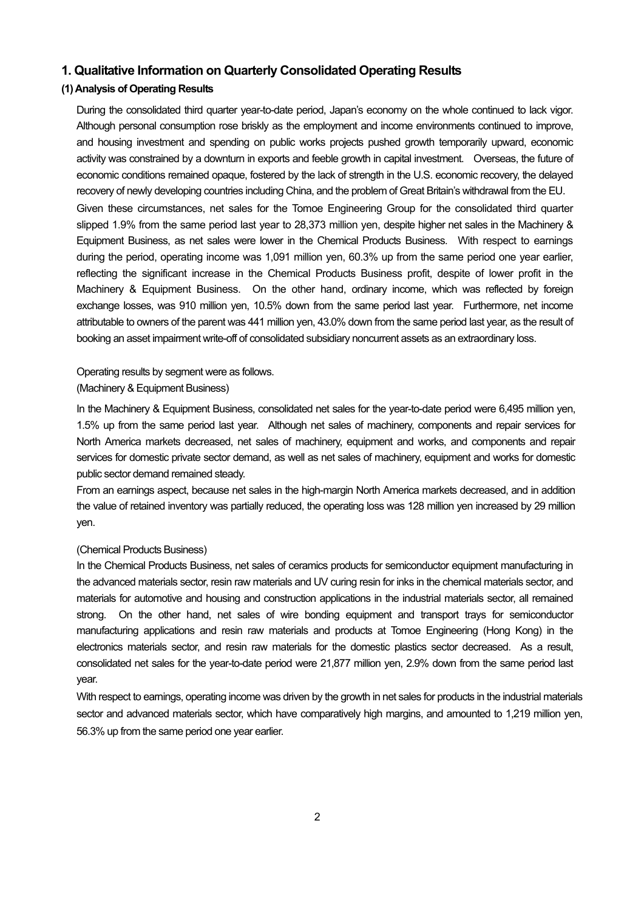## 1. Qualitative Information on Quarterly Consolidated Operating Results

### (1) Analysis of Operating Results

During the consolidated third quarter year-to-date period, Japan's economy on the whole continued to lack vigor. Although personal consumption rose briskly as the employment and income environments continued to improve, and housing investment and spending on public works projects pushed growth temporarily upward, economic activity was constrained by a downturn in exports and feeble growth in capital investment. Overseas, the future of economic conditions remained opaque, fostered by the lack of strength in the U.S. economic recovery, the delayed recovery of newly developing countries including China, and the problem of Great Britain's withdrawal from the EU.

Given these circumstances, net sales for the Tomoe Engineering Group for the consolidated third quarter slipped 1.9% from the same period last year to 28,373 million yen, despite higher net sales in the Machinery & Equipment Business, as net sales were lower in the Chemical Products Business. With respect to earnings during the period, operating income was 1,091 million yen, 60.3% up from the same period one year earlier, reflecting the significant increase in the Chemical Products Business profit, despite of lower profit in the Machinery & Equipment Business. On the other hand, ordinary income, which was reflected by foreign exchange losses, was 910 million yen, 10.5% down from the same period last year. Furthermore, net income attributable to owners of the parent was 441 million yen, 43.0% down from the same period last year, as the result of booking an asset impairment write-off of consolidated subsidiary noncurrent assets as an extraordinary loss.

Operating results by segment were as follows.

(Machinery & Equipment Business)

In the Machinery & Equipment Business, consolidated net sales for the year-to-date period were 6,495 million yen, 1.5% up from the same period last year. Although net sales of machinery, components and repair services for North America markets decreased, net sales of machinery, equipment and works, and components and repair services for domestic private sector demand, as well as net sales of machinery, equipment and works for domestic public sector demand remained steady.

From an earnings aspect, because net sales in the high-margin North America markets decreased, and in addition the value of retained inventory was partially reduced, the operating loss was 128 million yen increased by 29 million yen.

(Chemical Products Business)

In the Chemical Products Business, net sales of ceramics products for semiconductor equipment manufacturing in the advanced materials sector, resin raw materials and UV curing resin for inks in the chemical materials sector, and materials for automotive and housing and construction applications in the industrial materials sector, all remained strong. On the other hand, net sales of wire bonding equipment and transport trays for semiconductor manufacturing applications and resin raw materials and products at Tomoe Engineering (Hong Kong) in the electronics materials sector, and resin raw materials for the domestic plastics sector decreased. As a result, consolidated net sales for the year-to-date period were 21,877 million yen, 2.9% down from the same period last year.

With respect to earnings, operating income was driven by the growth in net sales for products in the industrial materials sector and advanced materials sector, which have comparatively high margins, and amounted to 1,219 million yen, 56.3% up from the same period one year earlier.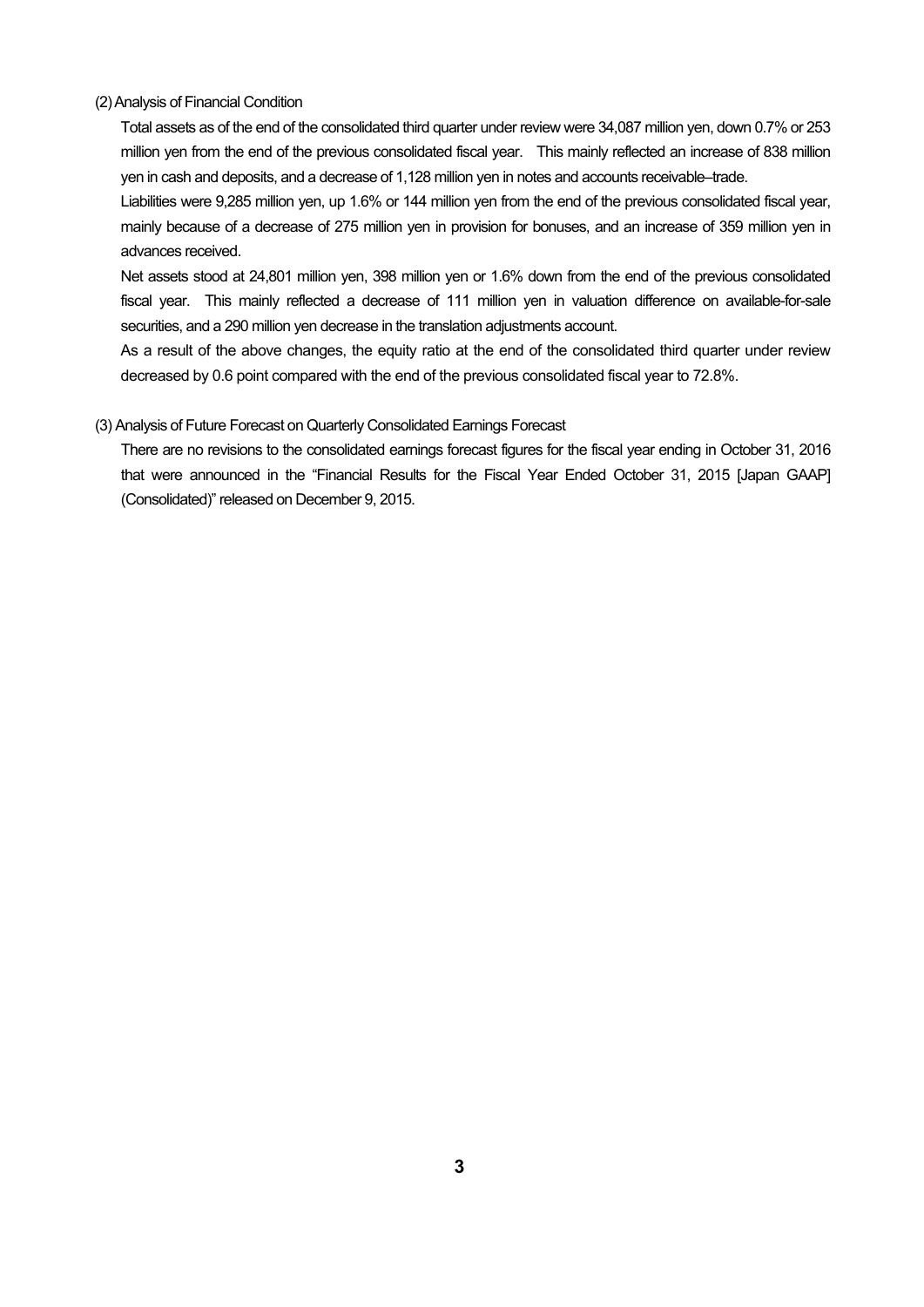### (2) Analysis of Financial Condition

Total assets as of the end of the consolidated third quarter under review were 34,087 million yen, down 0.7% or 253 million yen from the end of the previous consolidated fiscal year. This mainly reflected an increase of 838 million yen in cash and deposits, and a decrease of 1,128 million yen in notes and accounts receivable–trade.

Liabilities were 9,285 million yen, up 1.6% or 144 million yen from the end of the previous consolidated fiscal year, mainly because of a decrease of 275 million yen in provision for bonuses, and an increase of 359 million yen in advances received.

Net assets stood at 24,801 million yen, 398 million yen or 1.6% down from the end of the previous consolidated fiscal year. This mainly reflected a decrease of 111 million yen in valuation difference on available-for-sale securities, and a 290 million yen decrease in the translation adjustments account.

As a result of the above changes, the equity ratio at the end of the consolidated third quarter under review decreased by 0.6 point compared with the end of the previous consolidated fiscal year to 72.8%.

### (3) Analysis of Future Forecast on Quarterly Consolidated Earnings Forecast

There are no revisions to the consolidated earnings forecast figures for the fiscal year ending in October 31, 2016 that were announced in the "Financial Results for the Fiscal Year Ended October 31, 2015 [Japan GAAP] (Consolidated)" released on December 9, 2015.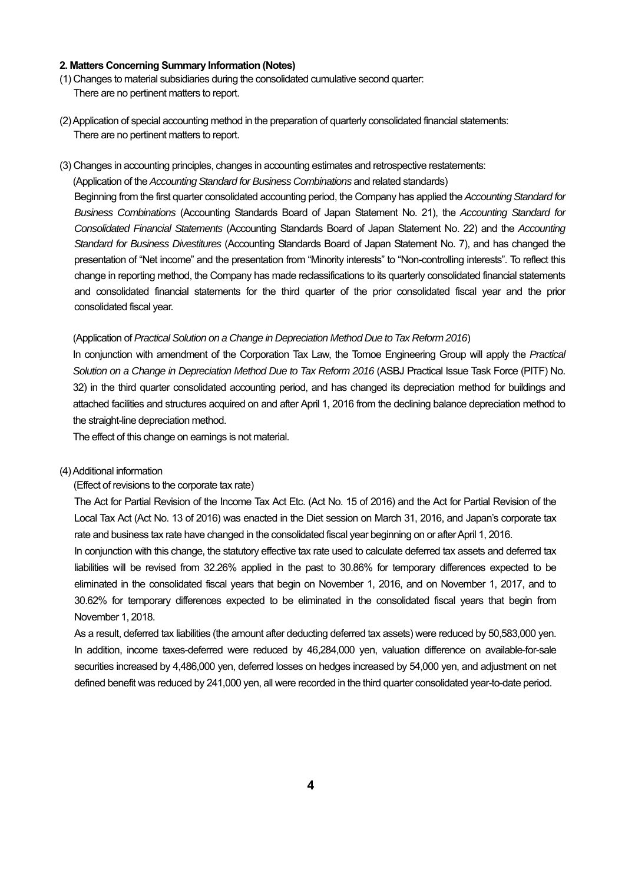## 2. Matters Concerning Summary Information (Notes)

(1) Changes to material subsidiaries during the consolidated cumulative second quarter:
There are no pertinent matters to report.

(2) Application of special accounting method in the preparation of quarterly consolidated financial statements:
There are no pertinent matters to report.

(3) Changes in accounting principles, changes in accounting estimates and retrospective restatements:

(Application of the *Accounting Standard for Business Combinations* and related standards)

Beginning from the first quarter consolidated accounting period, the Company has applied the *Accounting Standard for Business Combinations* (Accounting Standards Board of Japan Statement No. 21), the *Accounting Standard for Consolidated Financial Statements* (Accounting Standards Board of Japan Statement No. 22) and the *Accounting Standard for Business Divestitures* (Accounting Standards Board of Japan Statement No. 7), and has changed the presentation of "Net income" and the presentation from "Minority interests" to "Non-controlling interests". To reflect this change in reporting method, the Company has made reclassifications to its quarterly consolidated financial statements and consolidated financial statements for the third quarter of the prior consolidated fiscal year and the prior consolidated fiscal year.

(Application of *Practical Solution on a Change in Depreciation Method Due to Tax Reform 2016*)

In conjunction with amendment of the Corporation Tax Law, the Tomoe Engineering Group will apply the *Practical Solution on a Change in Depreciation Method Due to Tax Reform 2016* (ASBJ Practical Issue Task Force (PITF) No. 32) in the third quarter consolidated accounting period, and has changed its depreciation method for buildings and attached facilities and structures acquired on and after April 1, 2016 from the declining balance depreciation method to the straight-line depreciation method.

The effect of this change on earnings is not material.

(4) Additional information

(Effect of revisions to the corporate tax rate)

The Act for Partial Revision of the Income Tax Act Etc. (Act No. 15 of 2016) and the Act for Partial Revision of the Local Tax Act (Act No. 13 of 2016) was enacted in the Diet session on March 31, 2016, and Japan's corporate tax rate and business tax rate have changed in the consolidated fiscal year beginning on or after April 1, 2016.

In conjunction with this change, the statutory effective tax rate used to calculate deferred tax assets and deferred tax liabilities will be revised from 32.26% applied in the past to 30.86% for temporary differences expected to be eliminated in the consolidated fiscal years that begin on November 1, 2016, and on November 1, 2017, and to 30.62% for temporary differences expected to be eliminated in the consolidated fiscal years that begin from November 1, 2018.

As a result, deferred tax liabilities (the amount after deducting deferred tax assets) were reduced by 50,583,000 yen. In addition, income taxes-deferred were reduced by 46,284,000 yen, valuation difference on available-for-sale securities increased by 4,486,000 yen, deferred losses on hedges increased by 54,000 yen, and adjustment on net defined benefit was reduced by 241,000 yen, all were recorded in the third quarter consolidated year-to-date period.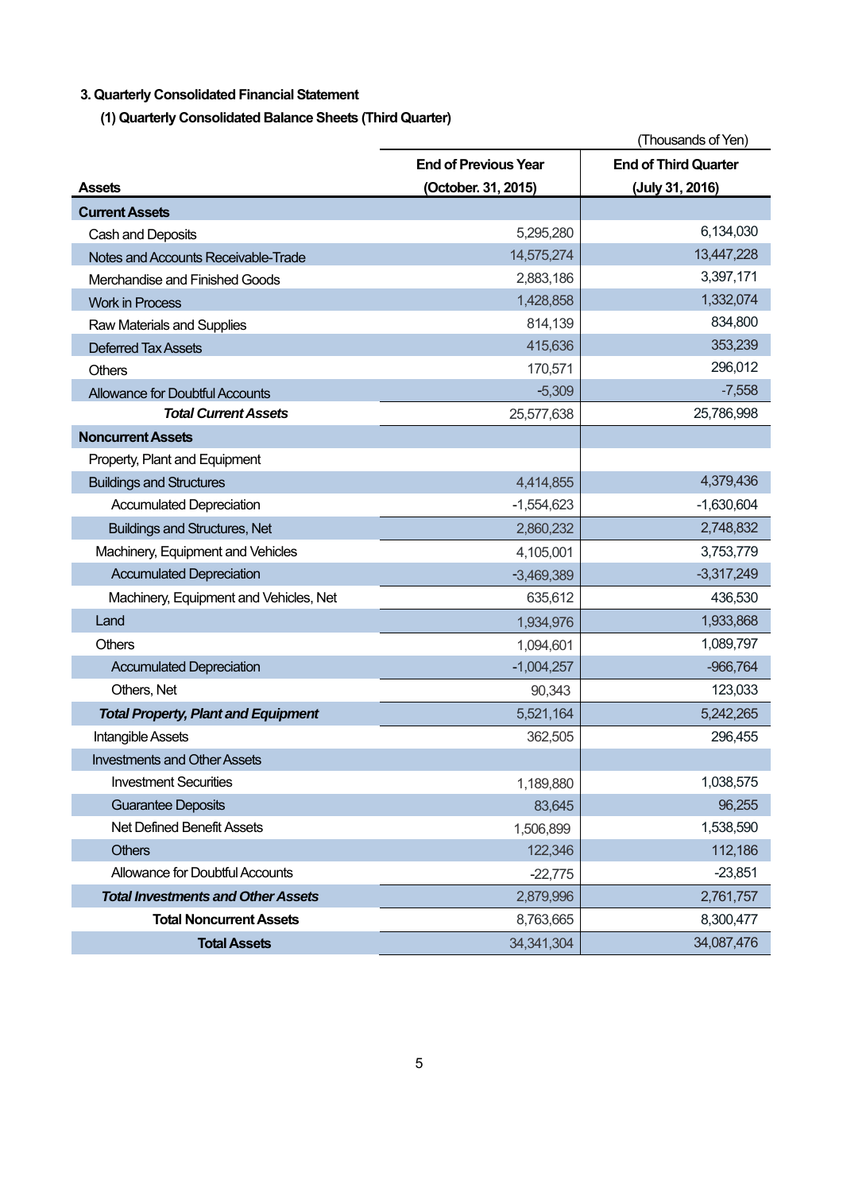### 3. Quarterly Consolidated Financial Statement

#### (1) Quarterly Consolidated Balance Sheets (Third Quarter)

(Thousands of Yen)

| Assets | End of Previous Year (October. 31, 2015) | End of Third Quarter (July 31, 2016) |
|---|---|---|
| **Current Assets** | | |
| Cash and Deposits | 5,295,280 | 6,134,030 |
| Notes and Accounts Receivable-Trade | 14,575,274 | 13,447,228 |
| Merchandise and Finished Goods | 2,883,186 | 3,397,171 |
| Work in Process | 1,428,858 | 1,332,074 |
| Raw Materials and Supplies | 814,139 | 834,800 |
| Deferred Tax Assets | 415,636 | 353,239 |
| Others | 170,571 | 296,012 |
| Allowance for Doubtful Accounts | -5,309 | -7,558 |
| ***Total Current Assets*** | 25,577,638 | 25,786,998 |
| **Noncurrent Assets** | | |
| Property, Plant and Equipment | | |
| Buildings and Structures | 4,414,855 | 4,379,436 |
| Accumulated Depreciation | -1,554,623 | -1,630,604 |
| Buildings and Structures, Net | 2,860,232 | 2,748,832 |
| Machinery, Equipment and Vehicles | 4,105,001 | 3,753,779 |
| Accumulated Depreciation | -3,469,389 | -3,317,249 |
| Machinery, Equipment and Vehicles, Net | 635,612 | 436,530 |
| Land | 1,934,976 | 1,933,868 |
| Others | 1,094,601 | 1,089,797 |
| Accumulated Depreciation | -1,004,257 | -966,764 |
| Others, Net | 90,343 | 123,033 |
| ***Total Property, Plant and Equipment*** | 5,521,164 | 5,242,265 |
| Intangible Assets | 362,505 | 296,455 |
| Investments and Other Assets | | |
| Investment Securities | 1,189,880 | 1,038,575 |
| Guarantee Deposits | 83,645 | 96,255 |
| Net Defined Benefit Assets | 1,506,899 | 1,538,590 |
| Others | 122,346 | 112,186 |
| Allowance for Doubtful Accounts | -22,775 | -23,851 |
| ***Total Investments and Other Assets*** | 2,879,996 | 2,761,757 |
| **Total Noncurrent Assets** | 8,763,665 | 8,300,477 |
| **Total Assets** | 34,341,304 | 34,087,476 |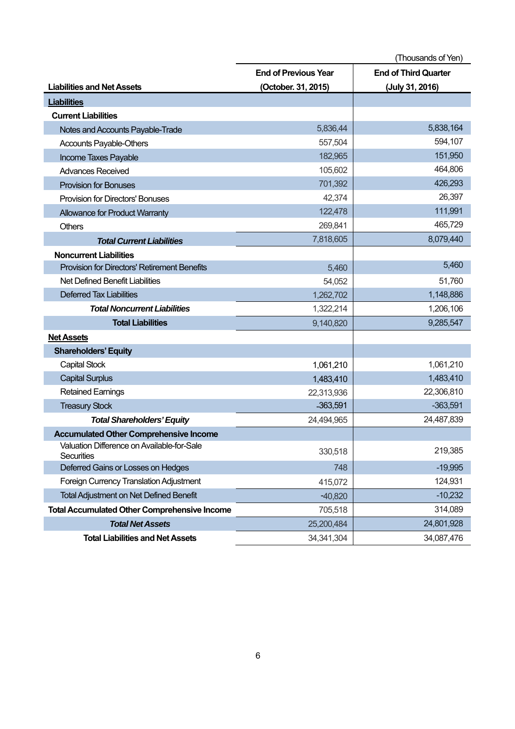(Thousands of Yen)

| Liabilities and Net Assets | End of Previous Year (October. 31, 2015) | End of Third Quarter (July 31, 2016) |
|---|---|---|
| **Liabilities** | | |
| **Current Liabilities** | | |
| Notes and Accounts Payable-Trade | 5,836,44 | 5,838,164 |
| Accounts Payable-Others | 557,504 | 594,107 |
| Income Taxes Payable | 182,965 | 151,950 |
| Advances Received | 105,602 | 464,806 |
| Provision for Bonuses | 701,392 | 426,293 |
| Provision for Directors' Bonuses | 42,374 | 26,397 |
| Allowance for Product Warranty | 122,478 | 111,991 |
| Others | 269,841 | 465,729 |
| ***Total Current Liabilities*** | 7,818,605 | 8,079,440 |
| **Noncurrent Liabilities** | | |
| Provision for Directors' Retirement Benefits | 5,460 | 5,460 |
| Net Defined Benefit Liabilities | 54,052 | 51,760 |
| Deferred Tax Liabilities | 1,262,702 | 1,148,886 |
| ***Total Noncurrent Liabilities*** | 1,322,214 | 1,206,106 |
| **Total Liabilities** | 9,140,820 | 9,285,547 |
| **Net Assets** | | |
| **Shareholders' Equity** | | |
| Capital Stock | 1,061,210 | 1,061,210 |
| Capital Surplus | 1,483,410 | 1,483,410 |
| Retained Earnings | 22,313,936 | 22,306,810 |
| Treasury Stock | -363,591 | -363,591 |
| ***Total Shareholders' Equity*** | 24,494,965 | 24,487,839 |
| **Accumulated Other Comprehensive Income** | | |
| Valuation Difference on Available-for-Sale Securities | 330,518 | 219,385 |
| Deferred Gains or Losses on Hedges | 748 | -19,995 |
| Foreign Currency Translation Adjustment | 415,072 | 124,931 |
| Total Adjustment on Net Defined Benefit | -40,820 | -10,232 |
| **Total Accumulated Other Comprehensive Income** | 705,518 | 314,089 |
| ***Total Net Assets*** | 25,200,484 | 24,801,928 |
| **Total Liabilities and Net Assets** | 34,341,304 | 34,087,476 |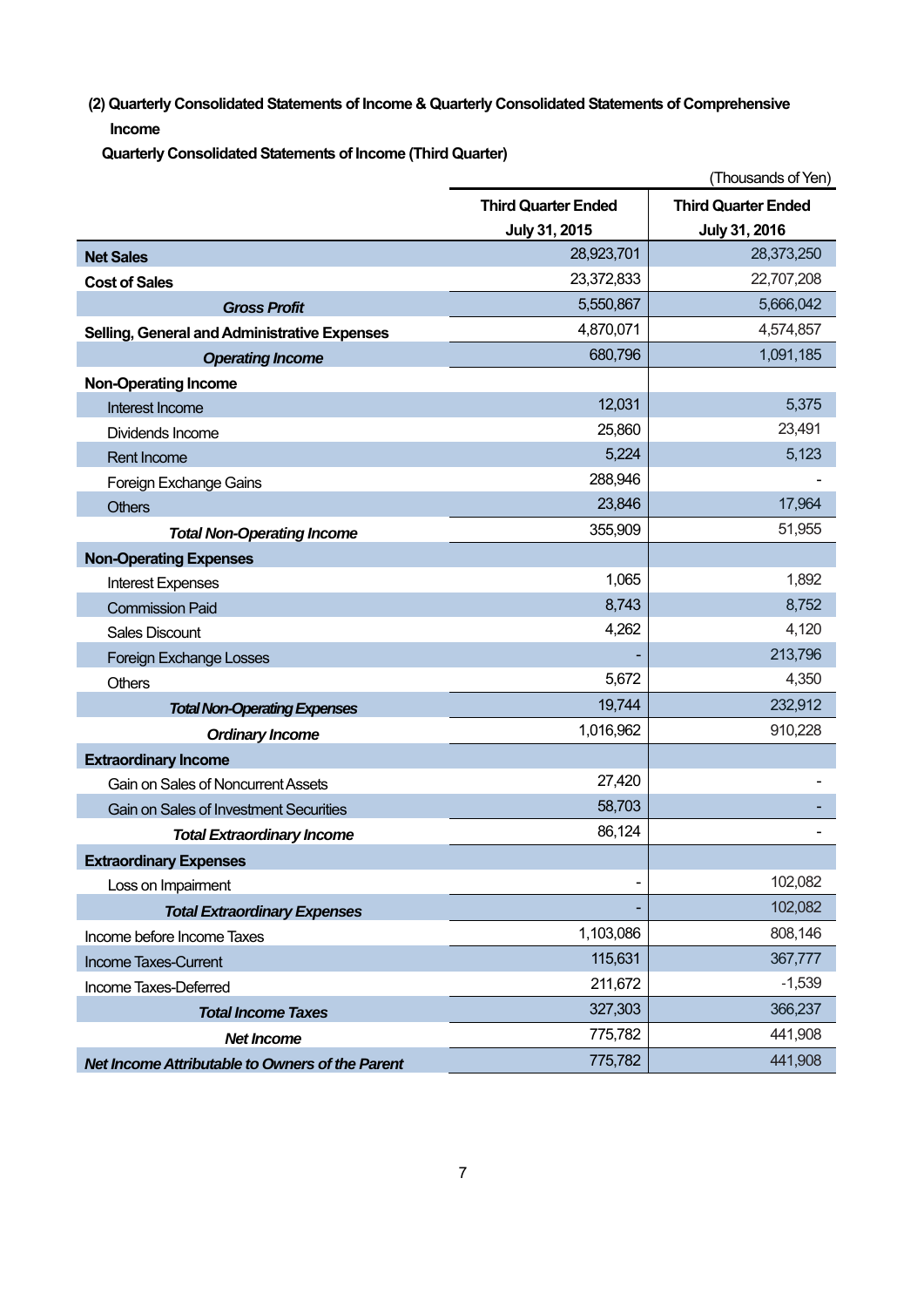### (2) Quarterly Consolidated Statements of Income & Quarterly Consolidated Statements of Comprehensive Income

**Quarterly Consolidated Statements of Income (Third Quarter)**

(Thousands of Yen)

| | Third Quarter Ended July 31, 2015 | Third Quarter Ended July 31, 2016 |
|---|---|---|
| **Net Sales** | 28,923,701 | 28,373,250 |
| **Cost of Sales** | 23,372,833 | 22,707,208 |
| ***Gross Profit*** | 5,550,867 | 5,666,042 |
| **Selling, General and Administrative Expenses** | 4,870,071 | 4,574,857 |
| ***Operating Income*** | 680,796 | 1,091,185 |
| **Non-Operating Income** | | |
| Interest Income | 12,031 | 5,375 |
| Dividends Income | 25,860 | 23,491 |
| Rent Income | 5,224 | 5,123 |
| Foreign Exchange Gains | 288,946 | - |
| Others | 23,846 | 17,964 |
| ***Total Non-Operating Income*** | 355,909 | 51,955 |
| **Non-Operating Expenses** | | |
| Interest Expenses | 1,065 | 1,892 |
| Commission Paid | 8,743 | 8,752 |
| Sales Discount | 4,262 | 4,120 |
| Foreign Exchange Losses | - | 213,796 |
| Others | 5,672 | 4,350 |
| ***Total Non-Operating Expenses*** | 19,744 | 232,912 |
| ***Ordinary Income*** | 1,016,962 | 910,228 |
| **Extraordinary Income** | | |
| Gain on Sales of Noncurrent Assets | 27,420 | - |
| Gain on Sales of Investment Securities | 58,703 | - |
| ***Total Extraordinary Income*** | 86,124 | - |
| **Extraordinary Expenses** | | |
| Loss on Impairment | - | 102,082 |
| ***Total Extraordinary Expenses*** | - | 102,082 |
| Income before Income Taxes | 1,103,086 | 808,146 |
| Income Taxes-Current | 115,631 | 367,777 |
| Income Taxes-Deferred | 211,672 | -1,539 |
| ***Total Income Taxes*** | 327,303 | 366,237 |
| ***Net Income*** | 775,782 | 441,908 |
| ***Net Income Attributable to Owners of the Parent*** | 775,782 | 441,908 |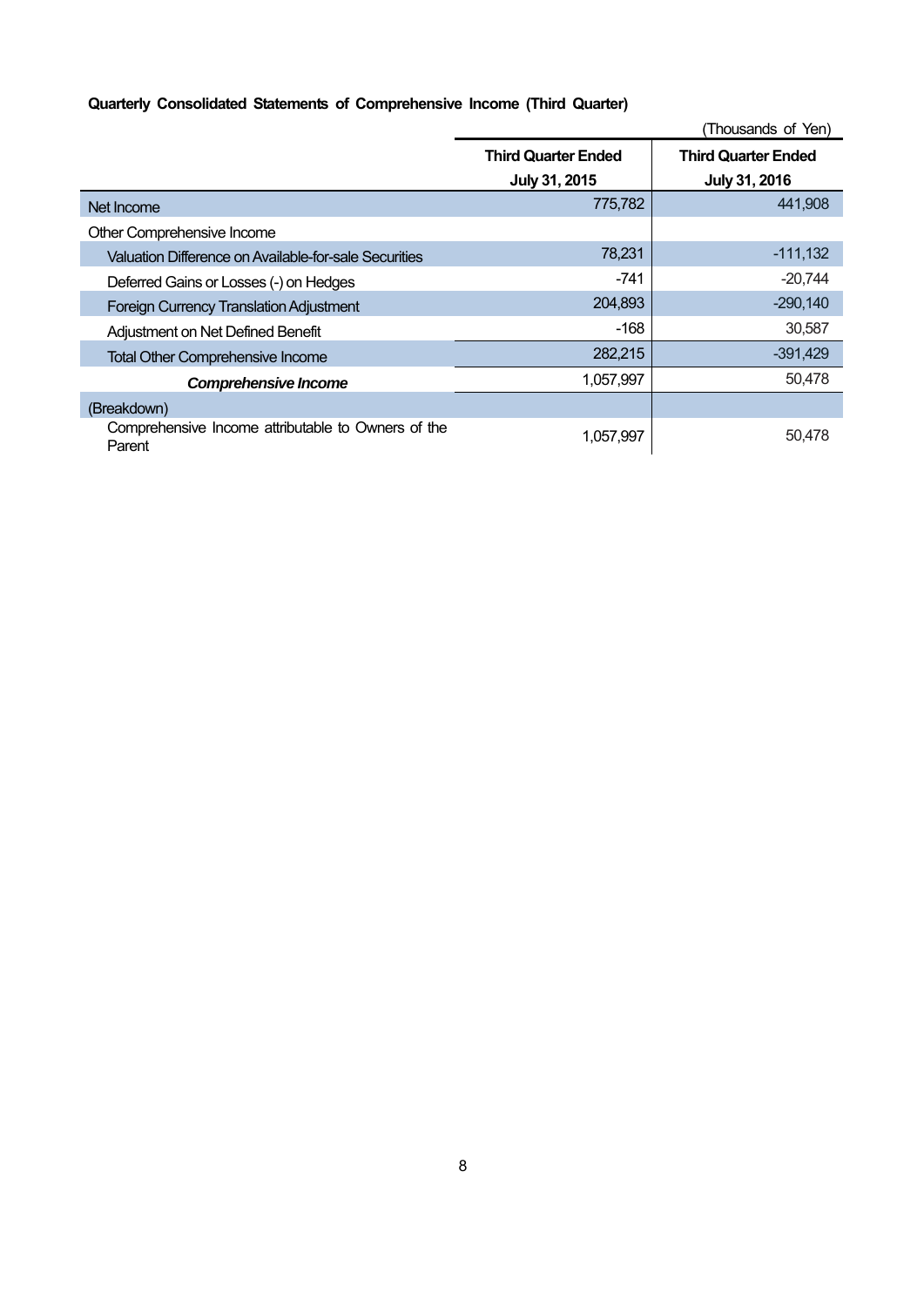**Quarterly Consolidated Statements of Comprehensive Income (Third Quarter)**

(Thousands of Yen)

| | Third Quarter Ended July 31, 2015 | Third Quarter Ended July 31, 2016 |
|---|---:|---:|
| Net Income | 775,782 | 441,908 |
| Other Comprehensive Income | | |
| Valuation Difference on Available-for-sale Securities | 78,231 | -111,132 |
| Deferred Gains or Losses (-) on Hedges | -741 | -20,744 |
| Foreign Currency Translation Adjustment | 204,893 | -290,140 |
| Adjustment on Net Defined Benefit | -168 | 30,587 |
| Total Other Comprehensive Income | 282,215 | -391,429 |
| ***Comprehensive Income*** | 1,057,997 | 50,478 |
| (Breakdown) | | |
| Comprehensive Income attributable to Owners of the Parent | 1,057,997 | 50,478 |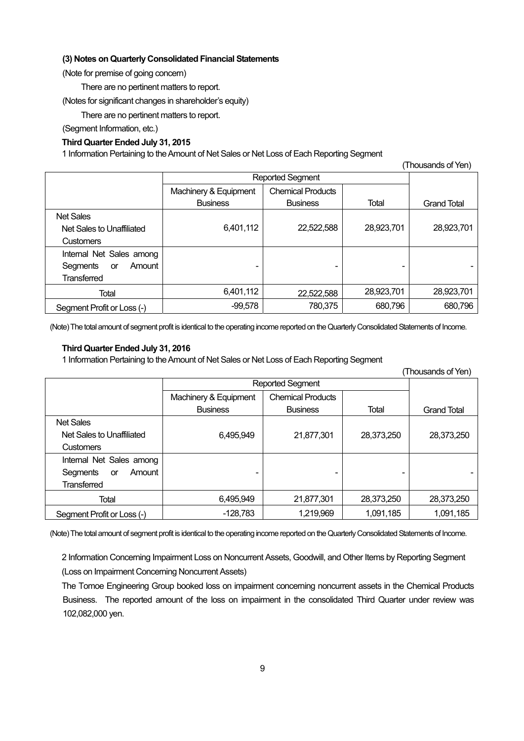### (3) Notes on Quarterly Consolidated Financial Statements

(Note for premise of going concern)

There are no pertinent matters to report.

(Notes for significant changes in shareholder's equity)

There are no pertinent matters to report.

(Segment Information, etc.)

**Third Quarter Ended July 31, 2015**

1 Information Pertaining to the Amount of Net Sales or Net Loss of Each Reporting Segment

(Thousands of Yen)

| | Reported Segment | | | |
|---|---|---|---|---|
| | Machinery & Equipment Business | Chemical Products Business | Total | Grand Total |
| Net Sales<br>Net Sales to Unaffiliated Customers | 6,401,112 | 22,522,588 | 28,923,701 | 28,923,701 |
| Internal Net Sales among Segments or Amount Transferred | - | - | - | - |
| Total | 6,401,112 | 22,522,588 | 28,923,701 | 28,923,701 |
| Segment Profit or Loss (-) | -99,578 | 780,375 | 680,796 | 680,796 |

(Note) The total amount of segment profit is identical to the operating income reported on the Quarterly Consolidated Statements of Income.

**Third Quarter Ended July 31, 2016**

1 Information Pertaining to the Amount of Net Sales or Net Loss of Each Reporting Segment

(Thousands of Yen)

| | Reported Segment | | | |
|---|---|---|---|---|
| | Machinery & Equipment Business | Chemical Products Business | Total | Grand Total |
| Net Sales<br>Net Sales to Unaffiliated Customers | 6,495,949 | 21,877,301 | 28,373,250 | 28,373,250 |
| Internal Net Sales among Segments or Amount Transferred | - | - | - | - |
| Total | 6,495,949 | 21,877,301 | 28,373,250 | 28,373,250 |
| Segment Profit or Loss (-) | -128,783 | 1,219,969 | 1,091,185 | 1,091,185 |

(Note) The total amount of segment profit is identical to the operating income reported on the Quarterly Consolidated Statements of Income.

2 Information Concerning Impairment Loss on Noncurrent Assets, Goodwill, and Other Items by Reporting Segment

(Loss on Impairment Concerning Noncurrent Assets)

The Tomoe Engineering Group booked loss on impairment concerning noncurrent assets in the Chemical Products Business. The reported amount of the loss on impairment in the consolidated Third Quarter under review was 102,082,000 yen.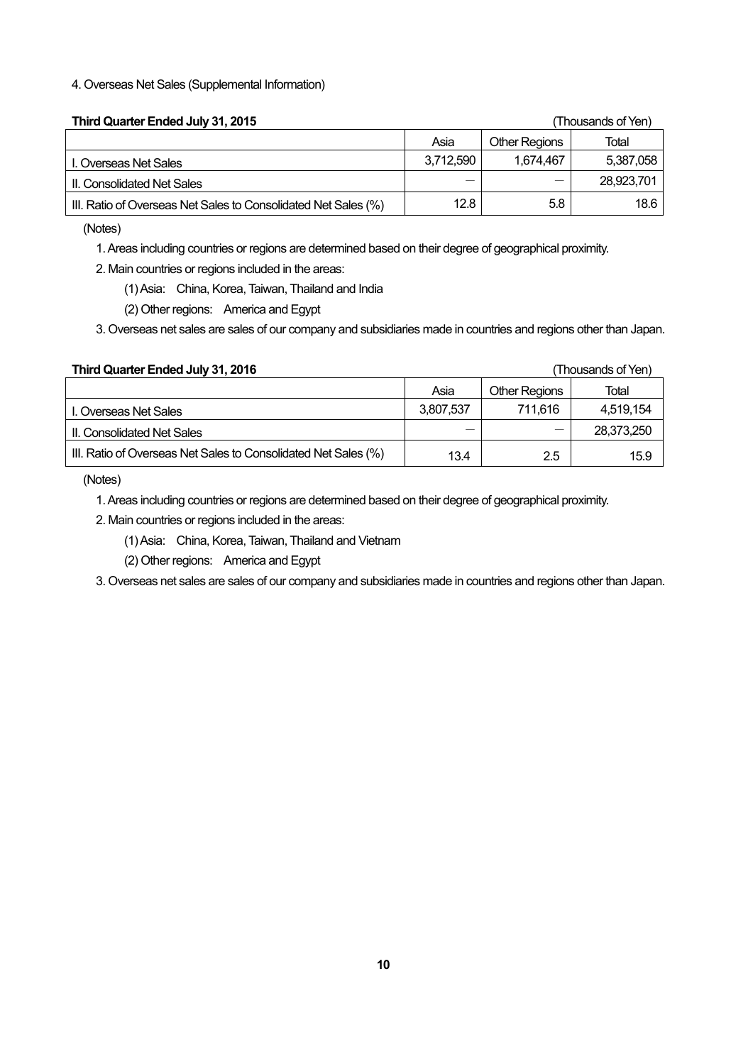4. Overseas Net Sales (Supplemental Information)

**Third Quarter Ended July 31, 2015**

(Thousands of Yen)

| | Asia | Other Regions | Total |
|---|---|---|---|
| I. Overseas Net Sales | 3,712,590 | 1,674,467 | 5,387,058 |
| II. Consolidated Net Sales | — | — | 28,923,701 |
| III. Ratio of Overseas Net Sales to Consolidated Net Sales (%) | 12.8 | 5.8 | 18.6 |

(Notes)

1. Areas including countries or regions are determined based on their degree of geographical proximity.
2. Main countries or regions included in the areas:
   (1) Asia: China, Korea, Taiwan, Thailand and India
   (2) Other regions: America and Egypt
3. Overseas net sales are sales of our company and subsidiaries made in countries and regions other than Japan.

**Third Quarter Ended July 31, 2016**

(Thousands of Yen)

| | Asia | Other Regions | Total |
|---|---|---|---|
| I. Overseas Net Sales | 3,807,537 | 711,616 | 4,519,154 |
| II. Consolidated Net Sales | — | — | 28,373,250 |
| III. Ratio of Overseas Net Sales to Consolidated Net Sales (%) | 13.4 | 2.5 | 15.9 |

(Notes)

1. Areas including countries or regions are determined based on their degree of geographical proximity.
2. Main countries or regions included in the areas:
   (1) Asia: China, Korea, Taiwan, Thailand and Vietnam
   (2) Other regions: America and Egypt
3. Overseas net sales are sales of our company and subsidiaries made in countries and regions other than Japan.